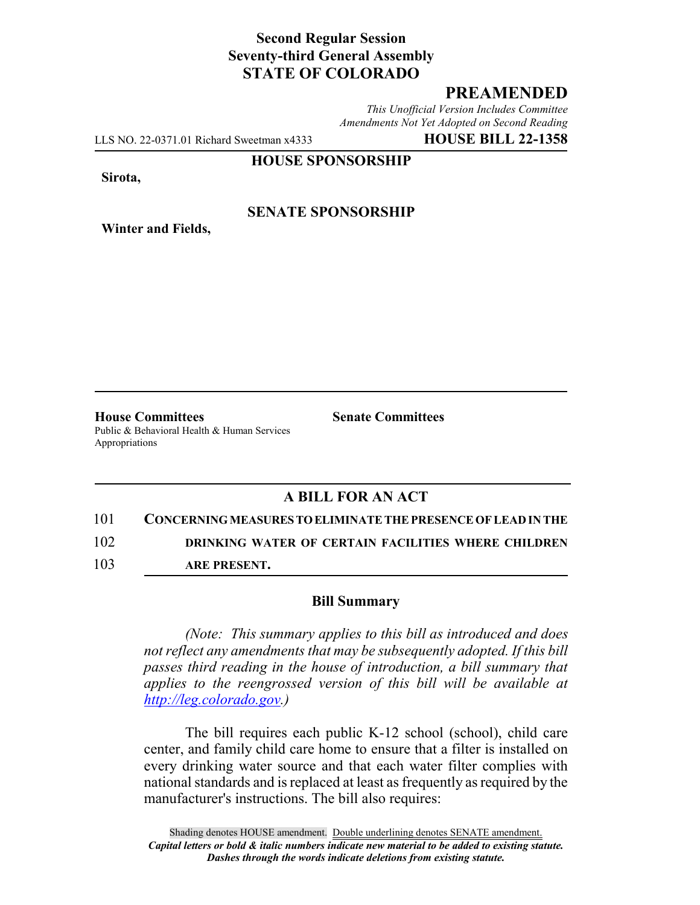**Second Regular Session**
**Seventy-third General Assembly**
**STATE OF COLORADO**

# PREAMENDED

*This Unofficial Version Includes Committee Amendments Not Yet Adopted on Second Reading*

LLS NO. 22-0371.01 Richard Sweetman x4333 **HOUSE BILL 22-1358**

**HOUSE SPONSORSHIP**

**Sirota,**

**SENATE SPONSORSHIP**

**Winter and Fields,**

**House Committees**
Public & Behavioral Health & Human Services
Appropriations

**Senate Committees**

## A BILL FOR AN ACT

101 **CONCERNING MEASURES TO ELIMINATE THE PRESENCE OF LEAD IN THE**
102 **DRINKING WATER OF CERTAIN FACILITIES WHERE CHILDREN**
103 **ARE PRESENT.**

### Bill Summary

*(Note: This summary applies to this bill as introduced and does not reflect any amendments that may be subsequently adopted. If this bill passes third reading in the house of introduction, a bill summary that applies to the reengrossed version of this bill will be available at http://leg.colorado.gov.)*

The bill requires each public K-12 school (school), child care center, and family child care home to ensure that a filter is installed on every drinking water source and that each water filter complies with national standards and is replaced at least as frequently as required by the manufacturer's instructions. The bill also requires:

Shading denotes HOUSE amendment. Double underlining denotes SENATE amendment.
***Capital letters or bold & italic numbers indicate new material to be added to existing statute.***
***Dashes through the words indicate deletions from existing statute.***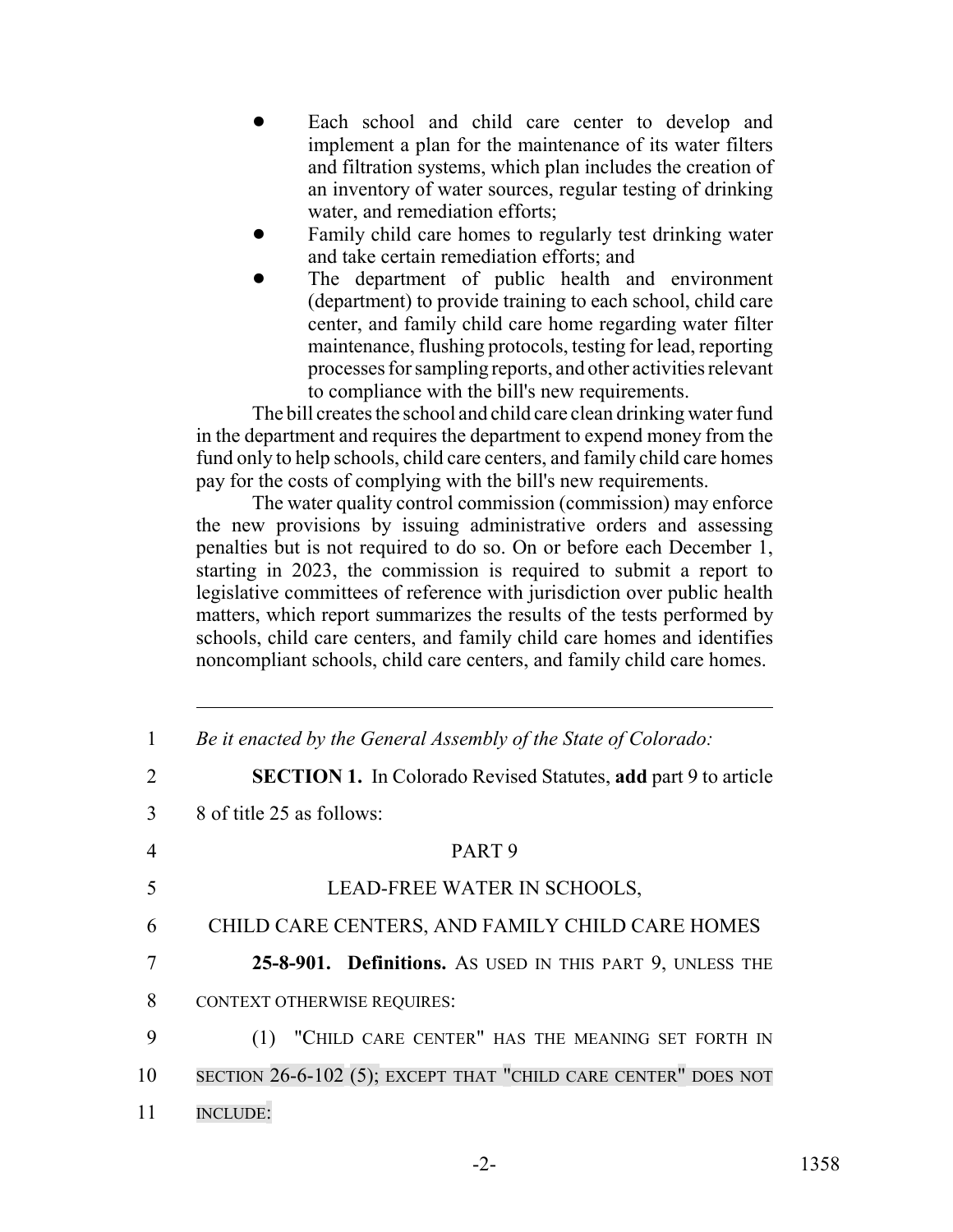- Each school and child care center to develop and implement a plan for the maintenance of its water filters and filtration systems, which plan includes the creation of an inventory of water sources, regular testing of drinking water, and remediation efforts;
- Family child care homes to regularly test drinking water and take certain remediation efforts; and
- The department of public health and environment (department) to provide training to each school, child care center, and family child care home regarding water filter maintenance, flushing protocols, testing for lead, reporting processes for sampling reports, and other activities relevant to compliance with the bill's new requirements.

The bill creates the school and child care clean drinking water fund in the department and requires the department to expend money from the fund only to help schools, child care centers, and family child care homes pay for the costs of complying with the bill's new requirements.

The water quality control commission (commission) may enforce the new provisions by issuing administrative orders and assessing penalties but is not required to do so. On or before each December 1, starting in 2023, the commission is required to submit a report to legislative committees of reference with jurisdiction over public health matters, which report summarizes the results of the tests performed by schools, child care centers, and family child care homes and identifies noncompliant schools, child care centers, and family child care homes.

---

1 *Be it enacted by the General Assembly of the State of Colorado:*

2 **SECTION 1.** In Colorado Revised Statutes, **add** part 9 to article
3 8 of title 25 as follows:

4 PART 9

5 LEAD-FREE WATER IN SCHOOLS,

6 CHILD CARE CENTERS, AND FAMILY CHILD CARE HOMES

7 **25-8-901. Definitions.** AS USED IN THIS PART 9, UNLESS THE
8 CONTEXT OTHERWISE REQUIRES:

9 (1) "CHILD CARE CENTER" HAS THE MEANING SET FORTH IN
10 SECTION 26-6-102 (5); EXCEPT THAT "CHILD CARE CENTER" DOES NOT
11 INCLUDE: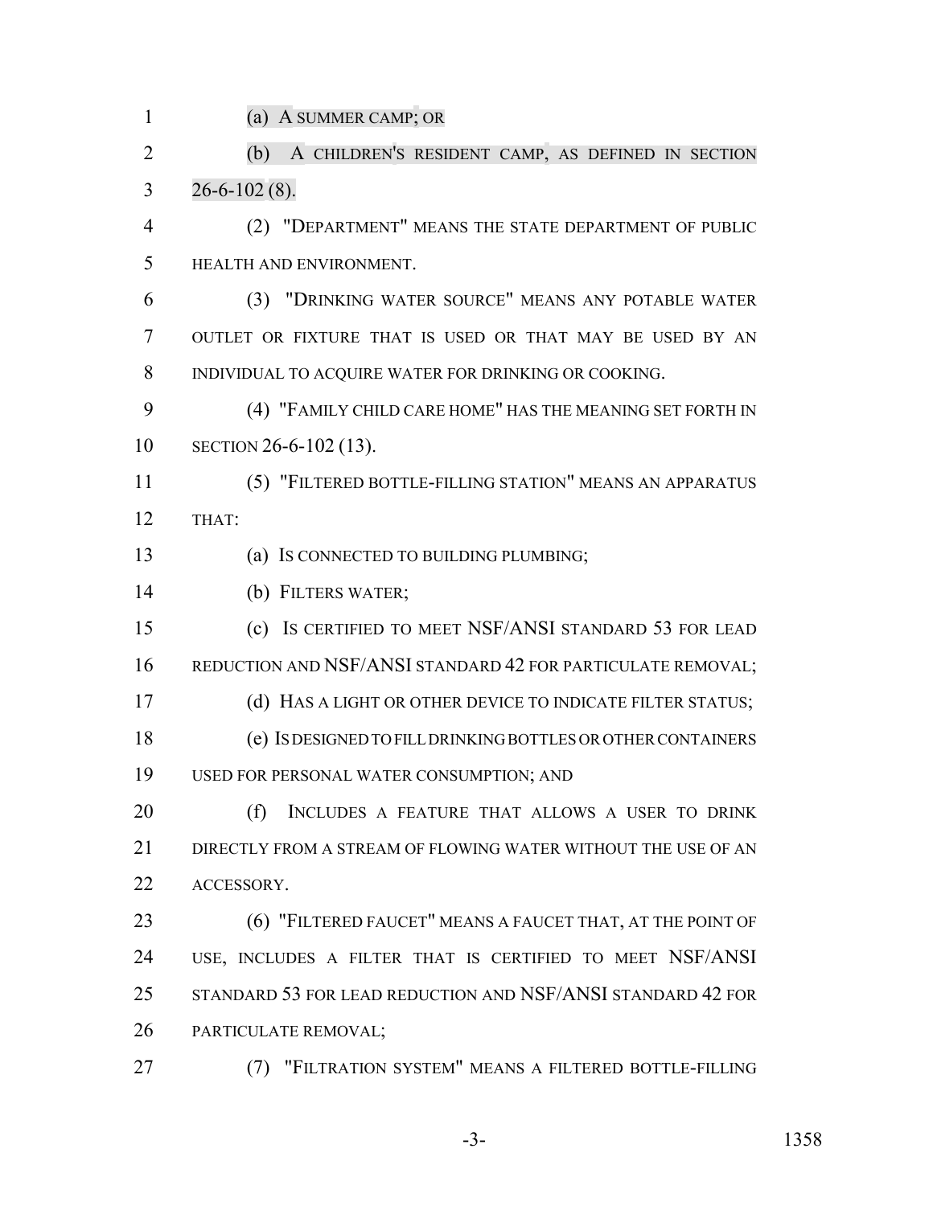(a) A SUMMER CAMP; OR

(b) A CHILDREN'S RESIDENT CAMP, AS DEFINED IN SECTION 26-6-102 (8).

(2) "DEPARTMENT" MEANS THE STATE DEPARTMENT OF PUBLIC HEALTH AND ENVIRONMENT.

(3) "DRINKING WATER SOURCE" MEANS ANY POTABLE WATER OUTLET OR FIXTURE THAT IS USED OR THAT MAY BE USED BY AN INDIVIDUAL TO ACQUIRE WATER FOR DRINKING OR COOKING.

(4) "FAMILY CHILD CARE HOME" HAS THE MEANING SET FORTH IN SECTION 26-6-102 (13).

(5) "FILTERED BOTTLE-FILLING STATION" MEANS AN APPARATUS THAT:

(a) IS CONNECTED TO BUILDING PLUMBING;

(b) FILTERS WATER;

(c) IS CERTIFIED TO MEET NSF/ANSI STANDARD 53 FOR LEAD REDUCTION AND NSF/ANSI STANDARD 42 FOR PARTICULATE REMOVAL;

(d) HAS A LIGHT OR OTHER DEVICE TO INDICATE FILTER STATUS;

(e) IS DESIGNED TO FILL DRINKING BOTTLES OR OTHER CONTAINERS USED FOR PERSONAL WATER CONSUMPTION; AND

(f) INCLUDES A FEATURE THAT ALLOWS A USER TO DRINK DIRECTLY FROM A STREAM OF FLOWING WATER WITHOUT THE USE OF AN ACCESSORY.

(6) "FILTERED FAUCET" MEANS A FAUCET THAT, AT THE POINT OF USE, INCLUDES A FILTER THAT IS CERTIFIED TO MEET NSF/ANSI STANDARD 53 FOR LEAD REDUCTION AND NSF/ANSI STANDARD 42 FOR PARTICULATE REMOVAL;

(7) "FILTRATION SYSTEM" MEANS A FILTERED BOTTLE-FILLING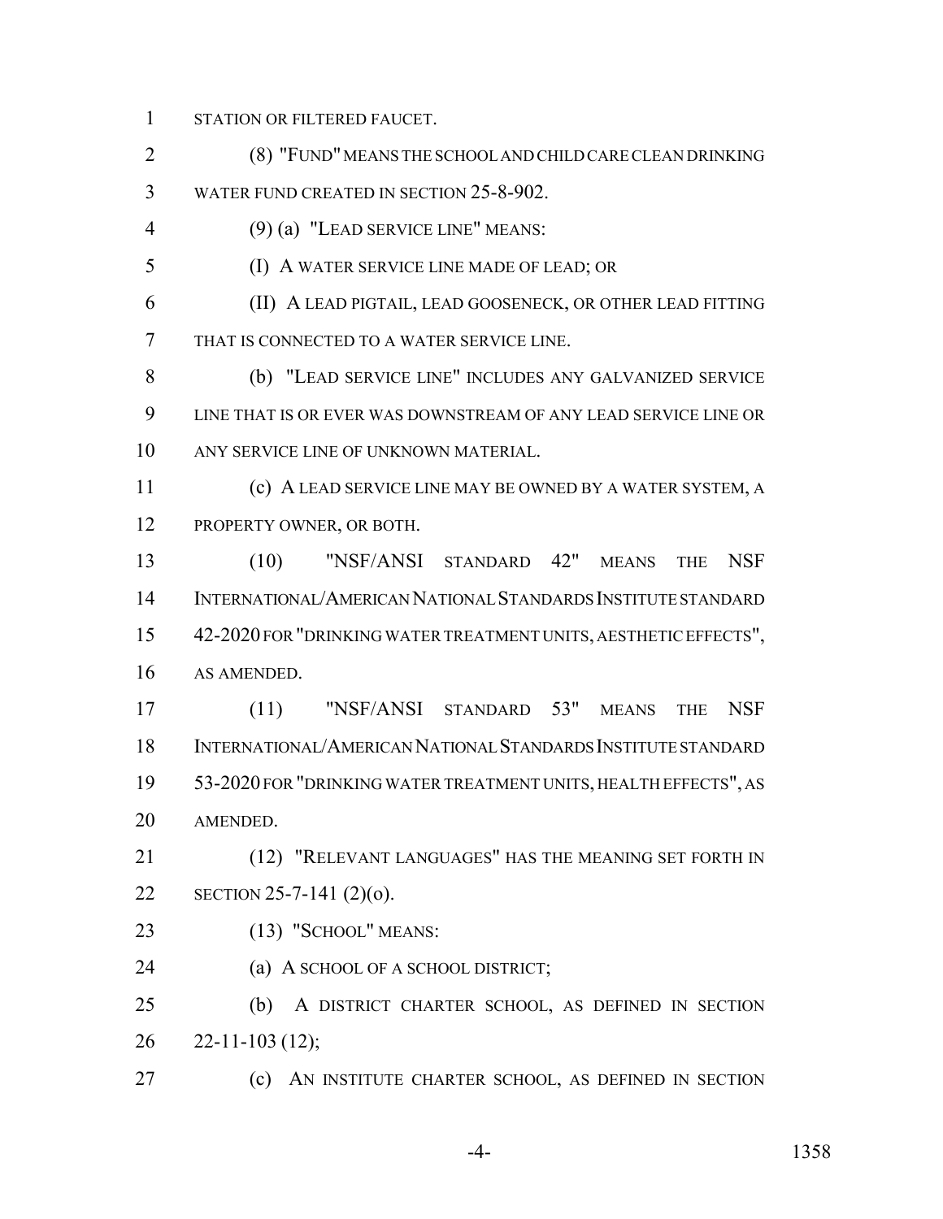STATION OR FILTERED FAUCET.

(8) "FUND" MEANS THE SCHOOL AND CHILD CARE CLEAN DRINKING WATER FUND CREATED IN SECTION 25-8-902.

(9) (a) "LEAD SERVICE LINE" MEANS:

(I) A WATER SERVICE LINE MADE OF LEAD; OR

(II) A LEAD PIGTAIL, LEAD GOOSENECK, OR OTHER LEAD FITTING THAT IS CONNECTED TO A WATER SERVICE LINE.

(b) "LEAD SERVICE LINE" INCLUDES ANY GALVANIZED SERVICE LINE THAT IS OR EVER WAS DOWNSTREAM OF ANY LEAD SERVICE LINE OR ANY SERVICE LINE OF UNKNOWN MATERIAL.

(c) A LEAD SERVICE LINE MAY BE OWNED BY A WATER SYSTEM, A PROPERTY OWNER, OR BOTH.

(10) "NSF/ANSI STANDARD 42" MEANS THE NSF INTERNATIONAL/AMERICAN NATIONAL STANDARDS INSTITUTE STANDARD 42-2020 FOR "DRINKING WATER TREATMENT UNITS, AESTHETIC EFFECTS", AS AMENDED.

(11) "NSF/ANSI STANDARD 53" MEANS THE NSF INTERNATIONAL/AMERICAN NATIONAL STANDARDS INSTITUTE STANDARD 53-2020 FOR "DRINKING WATER TREATMENT UNITS, HEALTH EFFECTS", AS AMENDED.

(12) "RELEVANT LANGUAGES" HAS THE MEANING SET FORTH IN SECTION 25-7-141 (2)(o).

(13) "SCHOOL" MEANS:

(a) A SCHOOL OF A SCHOOL DISTRICT;

(b) A DISTRICT CHARTER SCHOOL, AS DEFINED IN SECTION 22-11-103 (12);

(c) AN INSTITUTE CHARTER SCHOOL, AS DEFINED IN SECTION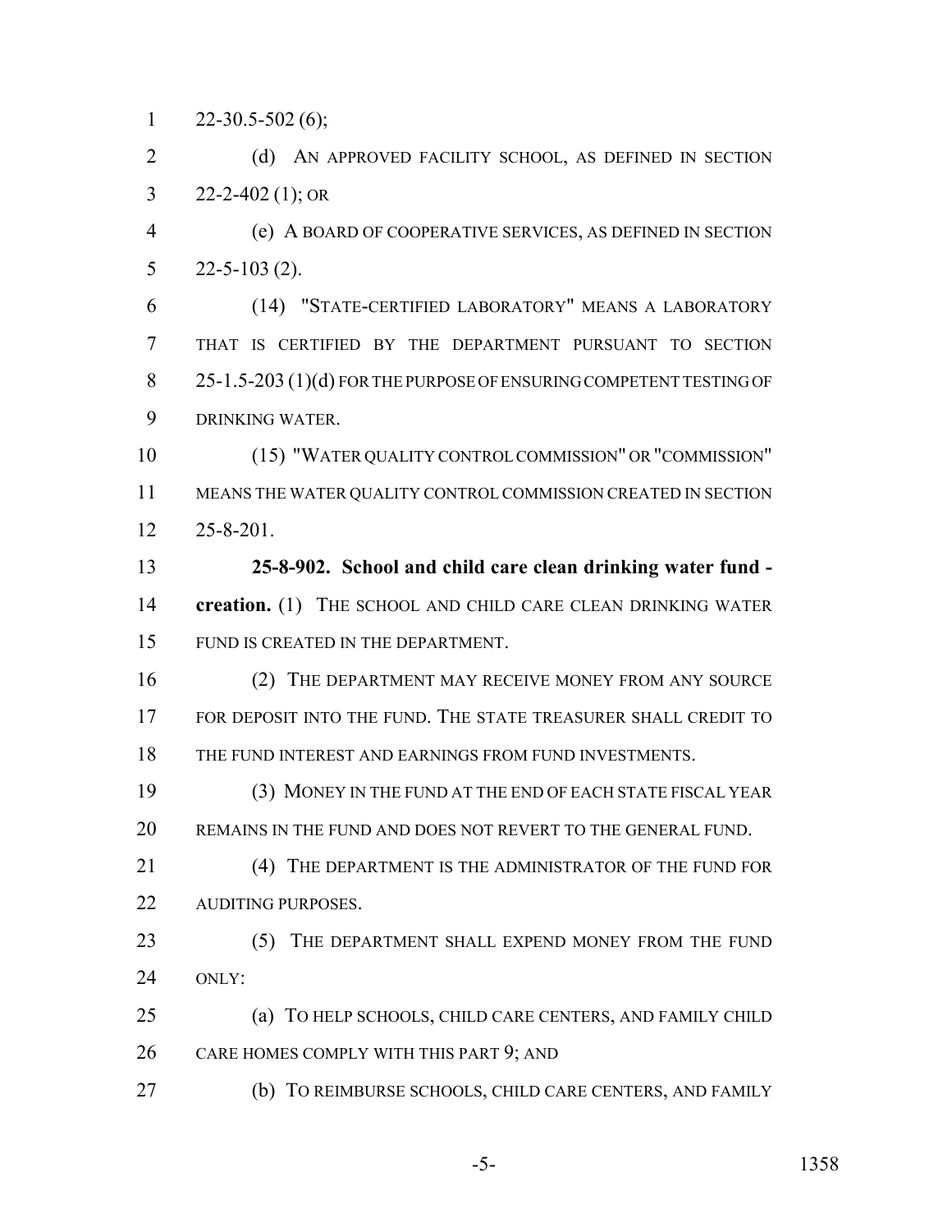22-30.5-502 (6);

(d) AN APPROVED FACILITY SCHOOL, AS DEFINED IN SECTION 22-2-402 (1); OR

(e) A BOARD OF COOPERATIVE SERVICES, AS DEFINED IN SECTION 22-5-103 (2).

(14) "STATE-CERTIFIED LABORATORY" MEANS A LABORATORY THAT IS CERTIFIED BY THE DEPARTMENT PURSUANT TO SECTION 25-1.5-203 (1)(d) FOR THE PURPOSE OF ENSURING COMPETENT TESTING OF DRINKING WATER.

(15) "WATER QUALITY CONTROL COMMISSION" OR "COMMISSION" MEANS THE WATER QUALITY CONTROL COMMISSION CREATED IN SECTION 25-8-201.

**25-8-902. School and child care clean drinking water fund - creation.** (1) THE SCHOOL AND CHILD CARE CLEAN DRINKING WATER FUND IS CREATED IN THE DEPARTMENT.

(2) THE DEPARTMENT MAY RECEIVE MONEY FROM ANY SOURCE FOR DEPOSIT INTO THE FUND. THE STATE TREASURER SHALL CREDIT TO THE FUND INTEREST AND EARNINGS FROM FUND INVESTMENTS.

(3) MONEY IN THE FUND AT THE END OF EACH STATE FISCAL YEAR REMAINS IN THE FUND AND DOES NOT REVERT TO THE GENERAL FUND.

(4) THE DEPARTMENT IS THE ADMINISTRATOR OF THE FUND FOR AUDITING PURPOSES.

(5) THE DEPARTMENT SHALL EXPEND MONEY FROM THE FUND ONLY:

(a) TO HELP SCHOOLS, CHILD CARE CENTERS, AND FAMILY CHILD CARE HOMES COMPLY WITH THIS PART 9; AND

(b) TO REIMBURSE SCHOOLS, CHILD CARE CENTERS, AND FAMILY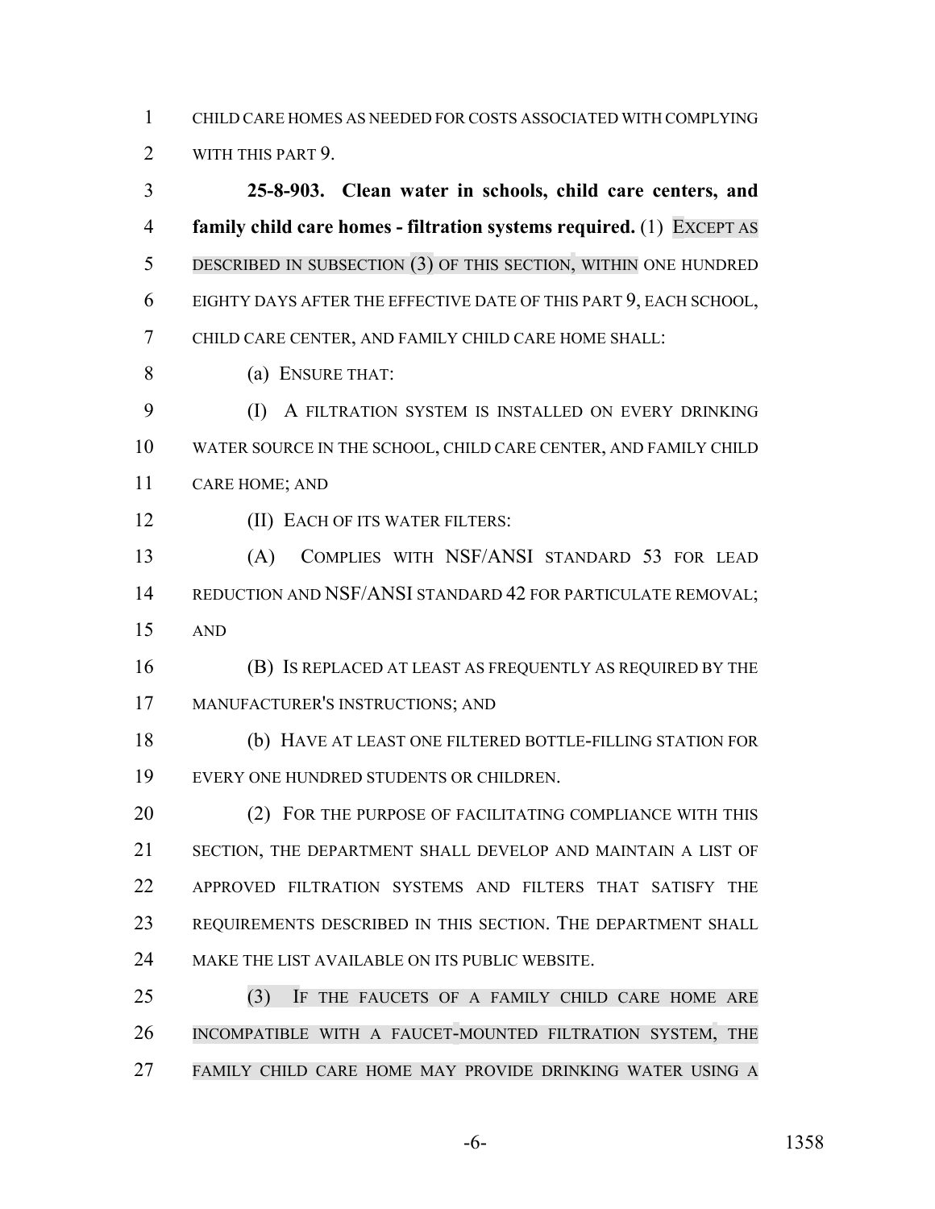CHILD CARE HOMES AS NEEDED FOR COSTS ASSOCIATED WITH COMPLYING WITH THIS PART 9.

**25-8-903. Clean water in schools, child care centers, and family child care homes - filtration systems required.** (1) EXCEPT AS DESCRIBED IN SUBSECTION (3) OF THIS SECTION, WITHIN ONE HUNDRED EIGHTY DAYS AFTER THE EFFECTIVE DATE OF THIS PART 9, EACH SCHOOL, CHILD CARE CENTER, AND FAMILY CHILD CARE HOME SHALL:

(a) ENSURE THAT:

(I) A FILTRATION SYSTEM IS INSTALLED ON EVERY DRINKING WATER SOURCE IN THE SCHOOL, CHILD CARE CENTER, AND FAMILY CHILD CARE HOME; AND

(II) EACH OF ITS WATER FILTERS:

(A) COMPLIES WITH NSF/ANSI STANDARD 53 FOR LEAD REDUCTION AND NSF/ANSI STANDARD 42 FOR PARTICULATE REMOVAL; AND

(B) IS REPLACED AT LEAST AS FREQUENTLY AS REQUIRED BY THE MANUFACTURER'S INSTRUCTIONS; AND

(b) HAVE AT LEAST ONE FILTERED BOTTLE-FILLING STATION FOR EVERY ONE HUNDRED STUDENTS OR CHILDREN.

(2) FOR THE PURPOSE OF FACILITATING COMPLIANCE WITH THIS SECTION, THE DEPARTMENT SHALL DEVELOP AND MAINTAIN A LIST OF APPROVED FILTRATION SYSTEMS AND FILTERS THAT SATISFY THE REQUIREMENTS DESCRIBED IN THIS SECTION. THE DEPARTMENT SHALL MAKE THE LIST AVAILABLE ON ITS PUBLIC WEBSITE.

(3) IF THE FAUCETS OF A FAMILY CHILD CARE HOME ARE INCOMPATIBLE WITH A FAUCET-MOUNTED FILTRATION SYSTEM, THE FAMILY CHILD CARE HOME MAY PROVIDE DRINKING WATER USING A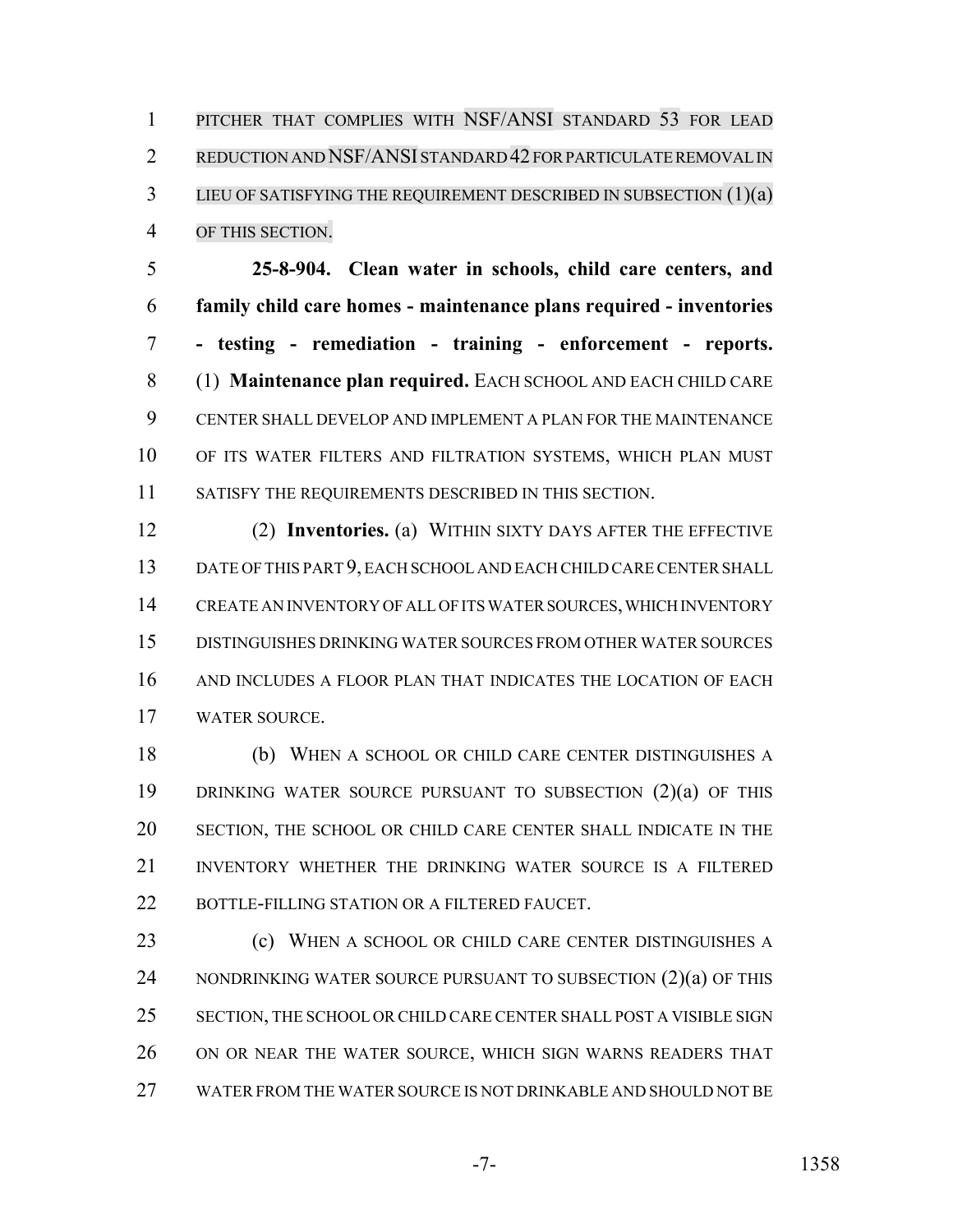PITCHER THAT COMPLIES WITH NSF/ANSI STANDARD 53 FOR LEAD REDUCTION AND NSF/ANSI STANDARD 42 FOR PARTICULATE REMOVAL IN LIEU OF SATISFYING THE REQUIREMENT DESCRIBED IN SUBSECTION (1)(a) OF THIS SECTION.

**25-8-904. Clean water in schools, child care centers, and family child care homes - maintenance plans required - inventories - testing - remediation - training - enforcement - reports.** (1) **Maintenance plan required.** EACH SCHOOL AND EACH CHILD CARE CENTER SHALL DEVELOP AND IMPLEMENT A PLAN FOR THE MAINTENANCE OF ITS WATER FILTERS AND FILTRATION SYSTEMS, WHICH PLAN MUST SATISFY THE REQUIREMENTS DESCRIBED IN THIS SECTION.

(2) **Inventories.** (a) WITHIN SIXTY DAYS AFTER THE EFFECTIVE DATE OF THIS PART 9, EACH SCHOOL AND EACH CHILD CARE CENTER SHALL CREATE AN INVENTORY OF ALL OF ITS WATER SOURCES, WHICH INVENTORY DISTINGUISHES DRINKING WATER SOURCES FROM OTHER WATER SOURCES AND INCLUDES A FLOOR PLAN THAT INDICATES THE LOCATION OF EACH WATER SOURCE.

(b) WHEN A SCHOOL OR CHILD CARE CENTER DISTINGUISHES A DRINKING WATER SOURCE PURSUANT TO SUBSECTION (2)(a) OF THIS SECTION, THE SCHOOL OR CHILD CARE CENTER SHALL INDICATE IN THE INVENTORY WHETHER THE DRINKING WATER SOURCE IS A FILTERED BOTTLE-FILLING STATION OR A FILTERED FAUCET.

(c) WHEN A SCHOOL OR CHILD CARE CENTER DISTINGUISHES A NONDRINKING WATER SOURCE PURSUANT TO SUBSECTION (2)(a) OF THIS SECTION, THE SCHOOL OR CHILD CARE CENTER SHALL POST A VISIBLE SIGN ON OR NEAR THE WATER SOURCE, WHICH SIGN WARNS READERS THAT WATER FROM THE WATER SOURCE IS NOT DRINKABLE AND SHOULD NOT BE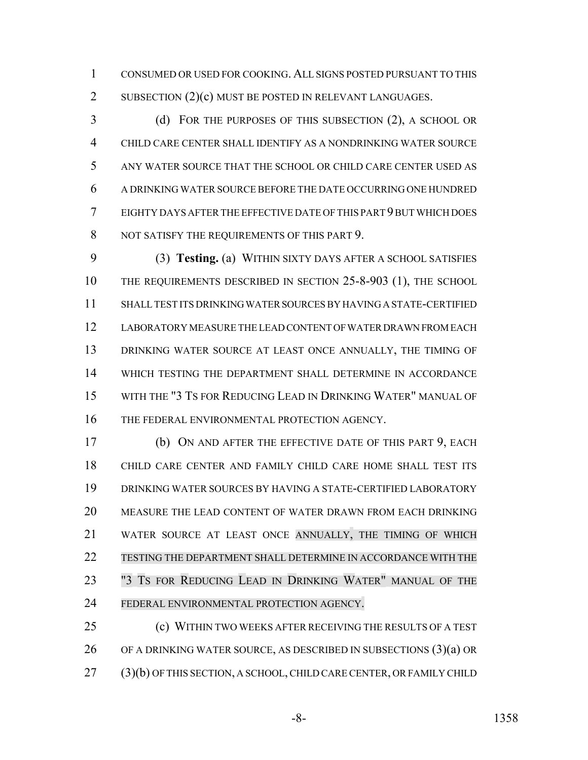CONSUMED OR USED FOR COOKING. ALL SIGNS POSTED PURSUANT TO THIS SUBSECTION (2)(c) MUST BE POSTED IN RELEVANT LANGUAGES.

(d) FOR THE PURPOSES OF THIS SUBSECTION (2), A SCHOOL OR CHILD CARE CENTER SHALL IDENTIFY AS A NONDRINKING WATER SOURCE ANY WATER SOURCE THAT THE SCHOOL OR CHILD CARE CENTER USED AS A DRINKING WATER SOURCE BEFORE THE DATE OCCURRING ONE HUNDRED EIGHTY DAYS AFTER THE EFFECTIVE DATE OF THIS PART 9 BUT WHICH DOES NOT SATISFY THE REQUIREMENTS OF THIS PART 9.

(3) **Testing.** (a) WITHIN SIXTY DAYS AFTER A SCHOOL SATISFIES THE REQUIREMENTS DESCRIBED IN SECTION 25-8-903 (1), THE SCHOOL SHALL TEST ITS DRINKING WATER SOURCES BY HAVING A STATE-CERTIFIED LABORATORY MEASURE THE LEAD CONTENT OF WATER DRAWN FROM EACH DRINKING WATER SOURCE AT LEAST ONCE ANNUALLY, THE TIMING OF WHICH TESTING THE DEPARTMENT SHALL DETERMINE IN ACCORDANCE WITH THE "3 TS FOR REDUCING LEAD IN DRINKING WATER" MANUAL OF THE FEDERAL ENVIRONMENTAL PROTECTION AGENCY.

(b) ON AND AFTER THE EFFECTIVE DATE OF THIS PART 9, EACH CHILD CARE CENTER AND FAMILY CHILD CARE HOME SHALL TEST ITS DRINKING WATER SOURCES BY HAVING A STATE-CERTIFIED LABORATORY MEASURE THE LEAD CONTENT OF WATER DRAWN FROM EACH DRINKING WATER SOURCE AT LEAST ONCE ANNUALLY, THE TIMING OF WHICH TESTING THE DEPARTMENT SHALL DETERMINE IN ACCORDANCE WITH THE "3 TS FOR REDUCING LEAD IN DRINKING WATER" MANUAL OF THE FEDERAL ENVIRONMENTAL PROTECTION AGENCY.

(c) WITHIN TWO WEEKS AFTER RECEIVING THE RESULTS OF A TEST OF A DRINKING WATER SOURCE, AS DESCRIBED IN SUBSECTIONS (3)(a) OR (3)(b) OF THIS SECTION, A SCHOOL, CHILD CARE CENTER, OR FAMILY CHILD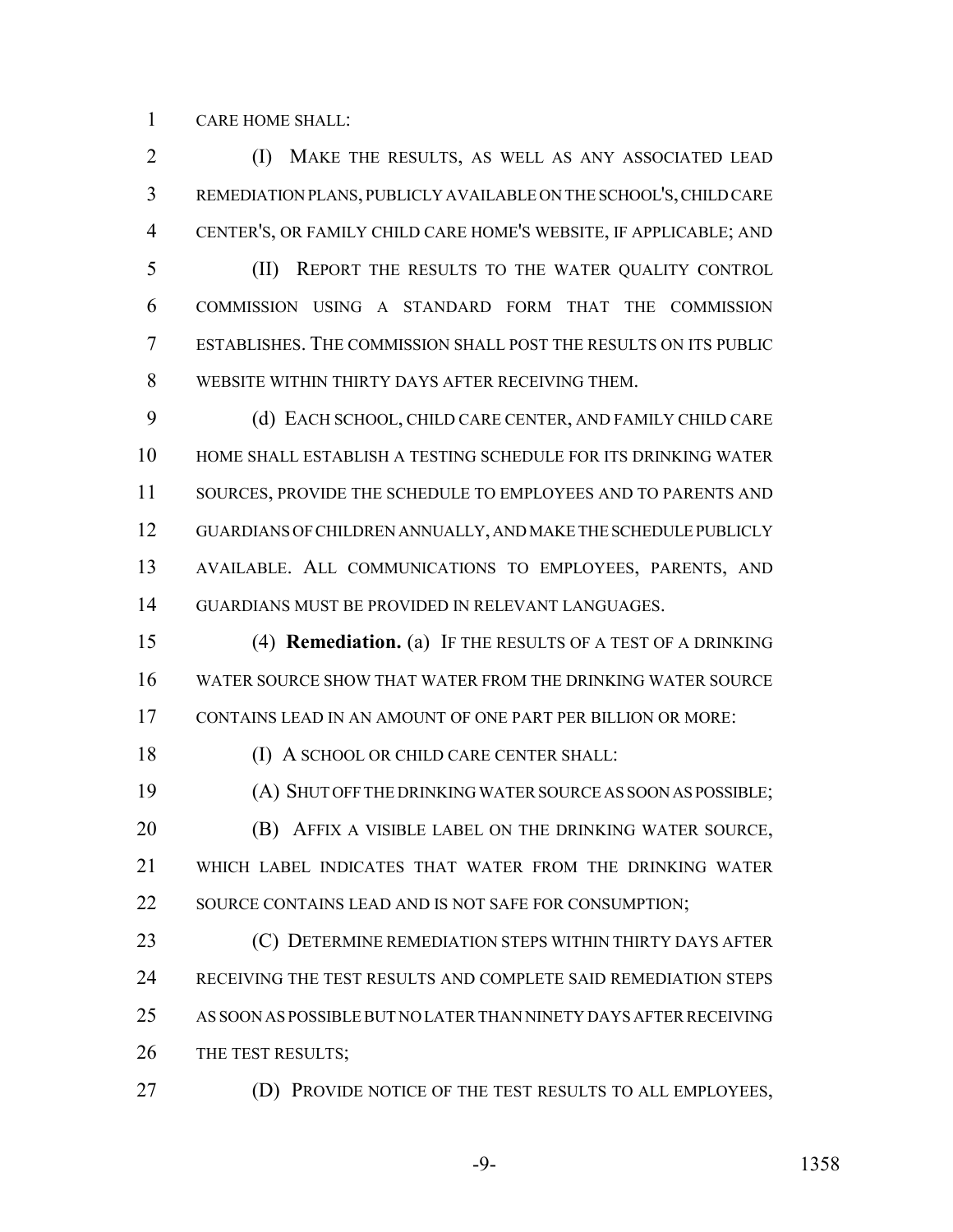CARE HOME SHALL:

(I) MAKE THE RESULTS, AS WELL AS ANY ASSOCIATED LEAD REMEDIATION PLANS, PUBLICLY AVAILABLE ON THE SCHOOL'S, CHILD CARE CENTER'S, OR FAMILY CHILD CARE HOME'S WEBSITE, IF APPLICABLE; AND

(II) REPORT THE RESULTS TO THE WATER QUALITY CONTROL COMMISSION USING A STANDARD FORM THAT THE COMMISSION ESTABLISHES. THE COMMISSION SHALL POST THE RESULTS ON ITS PUBLIC WEBSITE WITHIN THIRTY DAYS AFTER RECEIVING THEM.

(d) EACH SCHOOL, CHILD CARE CENTER, AND FAMILY CHILD CARE HOME SHALL ESTABLISH A TESTING SCHEDULE FOR ITS DRINKING WATER SOURCES, PROVIDE THE SCHEDULE TO EMPLOYEES AND TO PARENTS AND GUARDIANS OF CHILDREN ANNUALLY, AND MAKE THE SCHEDULE PUBLICLY AVAILABLE. ALL COMMUNICATIONS TO EMPLOYEES, PARENTS, AND GUARDIANS MUST BE PROVIDED IN RELEVANT LANGUAGES.

(4) **Remediation.** (a) IF THE RESULTS OF A TEST OF A DRINKING WATER SOURCE SHOW THAT WATER FROM THE DRINKING WATER SOURCE CONTAINS LEAD IN AN AMOUNT OF ONE PART PER BILLION OR MORE:

(I) A SCHOOL OR CHILD CARE CENTER SHALL:

(A) SHUT OFF THE DRINKING WATER SOURCE AS SOON AS POSSIBLE;

(B) AFFIX A VISIBLE LABEL ON THE DRINKING WATER SOURCE, WHICH LABEL INDICATES THAT WATER FROM THE DRINKING WATER SOURCE CONTAINS LEAD AND IS NOT SAFE FOR CONSUMPTION;

(C) DETERMINE REMEDIATION STEPS WITHIN THIRTY DAYS AFTER RECEIVING THE TEST RESULTS AND COMPLETE SAID REMEDIATION STEPS AS SOON AS POSSIBLE BUT NO LATER THAN NINETY DAYS AFTER RECEIVING THE TEST RESULTS;

(D) PROVIDE NOTICE OF THE TEST RESULTS TO ALL EMPLOYEES,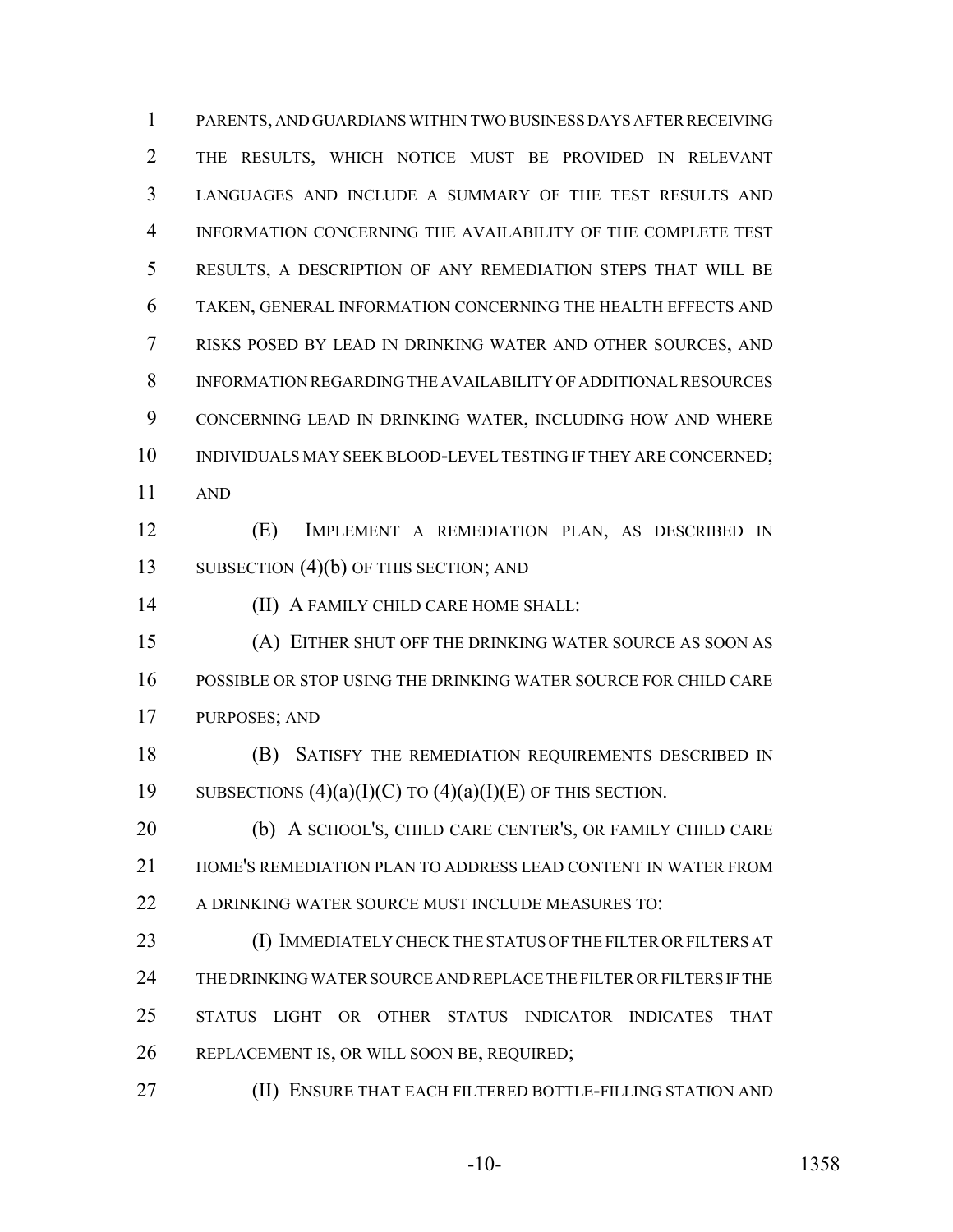PARENTS, AND GUARDIANS WITHIN TWO BUSINESS DAYS AFTER RECEIVING THE RESULTS, WHICH NOTICE MUST BE PROVIDED IN RELEVANT LANGUAGES AND INCLUDE A SUMMARY OF THE TEST RESULTS AND INFORMATION CONCERNING THE AVAILABILITY OF THE COMPLETE TEST RESULTS, A DESCRIPTION OF ANY REMEDIATION STEPS THAT WILL BE TAKEN, GENERAL INFORMATION CONCERNING THE HEALTH EFFECTS AND RISKS POSED BY LEAD IN DRINKING WATER AND OTHER SOURCES, AND INFORMATION REGARDING THE AVAILABILITY OF ADDITIONAL RESOURCES CONCERNING LEAD IN DRINKING WATER, INCLUDING HOW AND WHERE INDIVIDUALS MAY SEEK BLOOD-LEVEL TESTING IF THEY ARE CONCERNED; AND

(E) IMPLEMENT A REMEDIATION PLAN, AS DESCRIBED IN SUBSECTION (4)(b) OF THIS SECTION; AND

(II) A FAMILY CHILD CARE HOME SHALL:

(A) EITHER SHUT OFF THE DRINKING WATER SOURCE AS SOON AS POSSIBLE OR STOP USING THE DRINKING WATER SOURCE FOR CHILD CARE PURPOSES; AND

(B) SATISFY THE REMEDIATION REQUIREMENTS DESCRIBED IN SUBSECTIONS (4)(a)(I)(C) TO (4)(a)(I)(E) OF THIS SECTION.

(b) A SCHOOL'S, CHILD CARE CENTER'S, OR FAMILY CHILD CARE HOME'S REMEDIATION PLAN TO ADDRESS LEAD CONTENT IN WATER FROM A DRINKING WATER SOURCE MUST INCLUDE MEASURES TO:

(I) IMMEDIATELY CHECK THE STATUS OF THE FILTER OR FILTERS AT THE DRINKING WATER SOURCE AND REPLACE THE FILTER OR FILTERS IF THE STATUS LIGHT OR OTHER STATUS INDICATOR INDICATES THAT REPLACEMENT IS, OR WILL SOON BE, REQUIRED;

(II) ENSURE THAT EACH FILTERED BOTTLE-FILLING STATION AND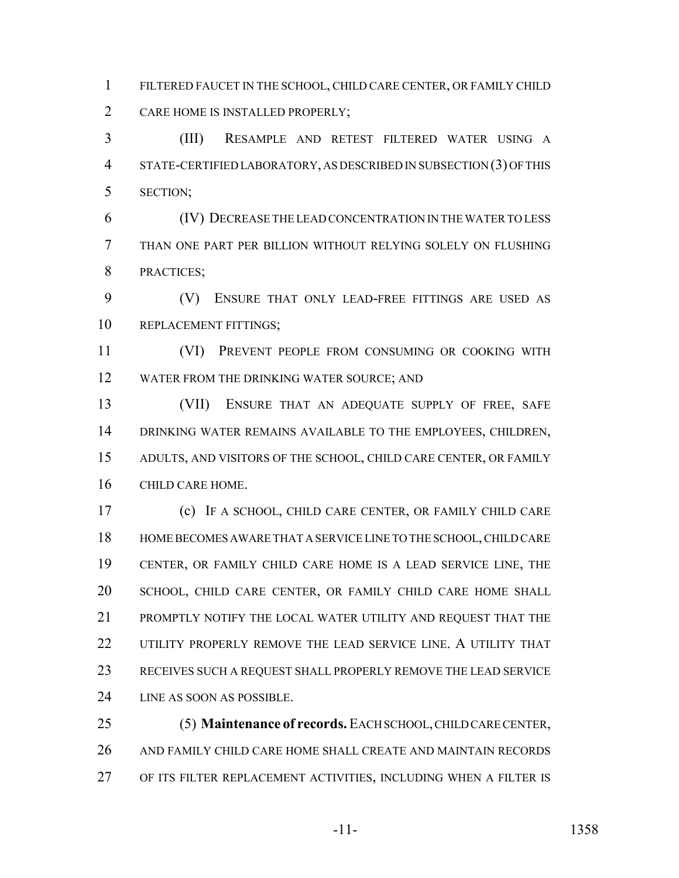FILTERED FAUCET IN THE SCHOOL, CHILD CARE CENTER, OR FAMILY CHILD CARE HOME IS INSTALLED PROPERLY;

(III) RESAMPLE AND RETEST FILTERED WATER USING A STATE-CERTIFIED LABORATORY, AS DESCRIBED IN SUBSECTION (3) OF THIS SECTION;

(IV) DECREASE THE LEAD CONCENTRATION IN THE WATER TO LESS THAN ONE PART PER BILLION WITHOUT RELYING SOLELY ON FLUSHING PRACTICES;

(V) ENSURE THAT ONLY LEAD-FREE FITTINGS ARE USED AS REPLACEMENT FITTINGS;

(VI) PREVENT PEOPLE FROM CONSUMING OR COOKING WITH WATER FROM THE DRINKING WATER SOURCE; AND

(VII) ENSURE THAT AN ADEQUATE SUPPLY OF FREE, SAFE DRINKING WATER REMAINS AVAILABLE TO THE EMPLOYEES, CHILDREN, ADULTS, AND VISITORS OF THE SCHOOL, CHILD CARE CENTER, OR FAMILY CHILD CARE HOME.

(c) IF A SCHOOL, CHILD CARE CENTER, OR FAMILY CHILD CARE HOME BECOMES AWARE THAT A SERVICE LINE TO THE SCHOOL, CHILD CARE CENTER, OR FAMILY CHILD CARE HOME IS A LEAD SERVICE LINE, THE SCHOOL, CHILD CARE CENTER, OR FAMILY CHILD CARE HOME SHALL PROMPTLY NOTIFY THE LOCAL WATER UTILITY AND REQUEST THAT THE UTILITY PROPERLY REMOVE THE LEAD SERVICE LINE. A UTILITY THAT RECEIVES SUCH A REQUEST SHALL PROPERLY REMOVE THE LEAD SERVICE LINE AS SOON AS POSSIBLE.

(5) **Maintenance of records.** EACH SCHOOL, CHILD CARE CENTER, AND FAMILY CHILD CARE HOME SHALL CREATE AND MAINTAIN RECORDS OF ITS FILTER REPLACEMENT ACTIVITIES, INCLUDING WHEN A FILTER IS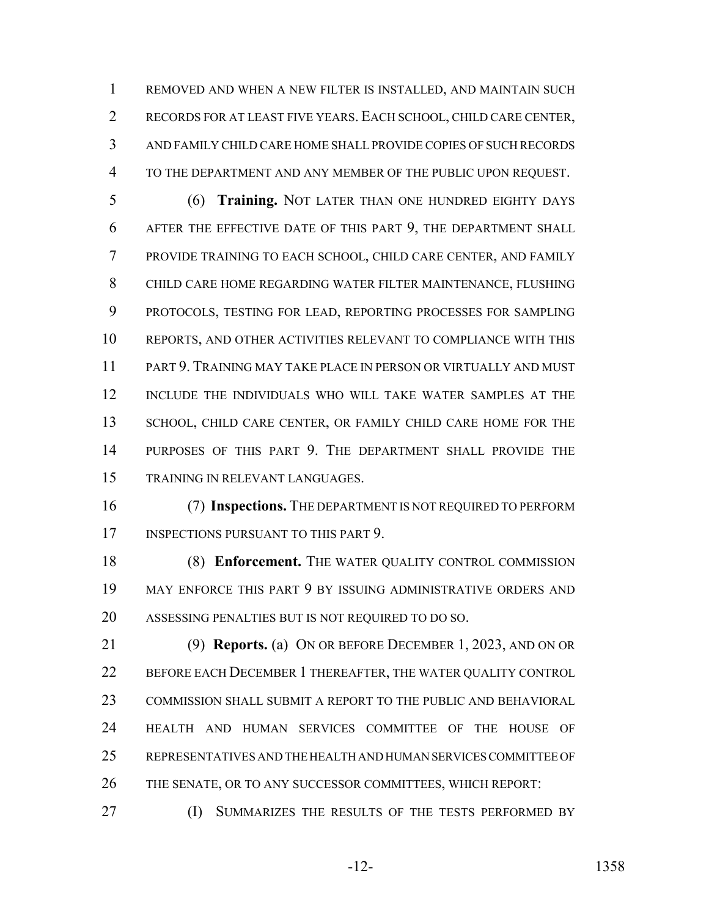REMOVED AND WHEN A NEW FILTER IS INSTALLED, AND MAINTAIN SUCH RECORDS FOR AT LEAST FIVE YEARS. EACH SCHOOL, CHILD CARE CENTER, AND FAMILY CHILD CARE HOME SHALL PROVIDE COPIES OF SUCH RECORDS TO THE DEPARTMENT AND ANY MEMBER OF THE PUBLIC UPON REQUEST.

(6) **Training.** NOT LATER THAN ONE HUNDRED EIGHTY DAYS AFTER THE EFFECTIVE DATE OF THIS PART 9, THE DEPARTMENT SHALL PROVIDE TRAINING TO EACH SCHOOL, CHILD CARE CENTER, AND FAMILY CHILD CARE HOME REGARDING WATER FILTER MAINTENANCE, FLUSHING PROTOCOLS, TESTING FOR LEAD, REPORTING PROCESSES FOR SAMPLING REPORTS, AND OTHER ACTIVITIES RELEVANT TO COMPLIANCE WITH THIS PART 9. TRAINING MAY TAKE PLACE IN PERSON OR VIRTUALLY AND MUST INCLUDE THE INDIVIDUALS WHO WILL TAKE WATER SAMPLES AT THE SCHOOL, CHILD CARE CENTER, OR FAMILY CHILD CARE HOME FOR THE PURPOSES OF THIS PART 9. THE DEPARTMENT SHALL PROVIDE THE TRAINING IN RELEVANT LANGUAGES.

(7) **Inspections.** THE DEPARTMENT IS NOT REQUIRED TO PERFORM INSPECTIONS PURSUANT TO THIS PART 9.

(8) **Enforcement.** THE WATER QUALITY CONTROL COMMISSION MAY ENFORCE THIS PART 9 BY ISSUING ADMINISTRATIVE ORDERS AND ASSESSING PENALTIES BUT IS NOT REQUIRED TO DO SO.

(9) **Reports.** (a) ON OR BEFORE DECEMBER 1, 2023, AND ON OR BEFORE EACH DECEMBER 1 THEREAFTER, THE WATER QUALITY CONTROL COMMISSION SHALL SUBMIT A REPORT TO THE PUBLIC AND BEHAVIORAL HEALTH AND HUMAN SERVICES COMMITTEE OF THE HOUSE OF REPRESENTATIVES AND THE HEALTH AND HUMAN SERVICES COMMITTEE OF THE SENATE, OR TO ANY SUCCESSOR COMMITTEES, WHICH REPORT:

(I) SUMMARIZES THE RESULTS OF THE TESTS PERFORMED BY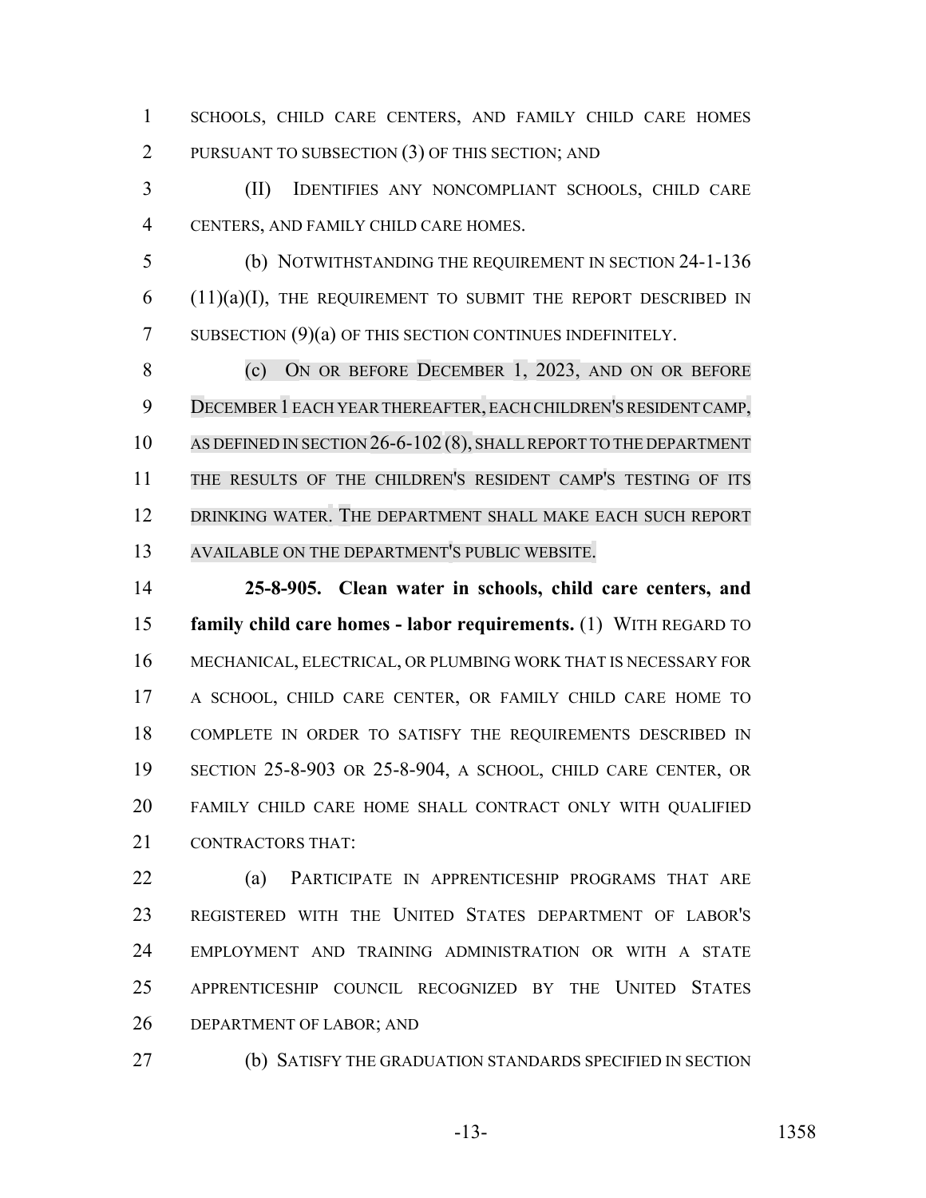SCHOOLS, CHILD CARE CENTERS, AND FAMILY CHILD CARE HOMES PURSUANT TO SUBSECTION (3) OF THIS SECTION; AND

(II) IDENTIFIES ANY NONCOMPLIANT SCHOOLS, CHILD CARE CENTERS, AND FAMILY CHILD CARE HOMES.

(b) NOTWITHSTANDING THE REQUIREMENT IN SECTION 24-1-136 (11)(a)(I), THE REQUIREMENT TO SUBMIT THE REPORT DESCRIBED IN SUBSECTION (9)(a) OF THIS SECTION CONTINUES INDEFINITELY.

(c) ON OR BEFORE DECEMBER 1, 2023, AND ON OR BEFORE DECEMBER 1 EACH YEAR THEREAFTER, EACH CHILDREN'S RESIDENT CAMP, AS DEFINED IN SECTION 26-6-102 (8), SHALL REPORT TO THE DEPARTMENT THE RESULTS OF THE CHILDREN'S RESIDENT CAMP'S TESTING OF ITS DRINKING WATER. THE DEPARTMENT SHALL MAKE EACH SUCH REPORT AVAILABLE ON THE DEPARTMENT'S PUBLIC WEBSITE.

**25-8-905. Clean water in schools, child care centers, and family child care homes - labor requirements.** (1) WITH REGARD TO MECHANICAL, ELECTRICAL, OR PLUMBING WORK THAT IS NECESSARY FOR A SCHOOL, CHILD CARE CENTER, OR FAMILY CHILD CARE HOME TO COMPLETE IN ORDER TO SATISFY THE REQUIREMENTS DESCRIBED IN SECTION 25-8-903 OR 25-8-904, A SCHOOL, CHILD CARE CENTER, OR FAMILY CHILD CARE HOME SHALL CONTRACT ONLY WITH QUALIFIED CONTRACTORS THAT:

(a) PARTICIPATE IN APPRENTICESHIP PROGRAMS THAT ARE REGISTERED WITH THE UNITED STATES DEPARTMENT OF LABOR'S EMPLOYMENT AND TRAINING ADMINISTRATION OR WITH A STATE APPRENTICESHIP COUNCIL RECOGNIZED BY THE UNITED STATES DEPARTMENT OF LABOR; AND

(b) SATISFY THE GRADUATION STANDARDS SPECIFIED IN SECTION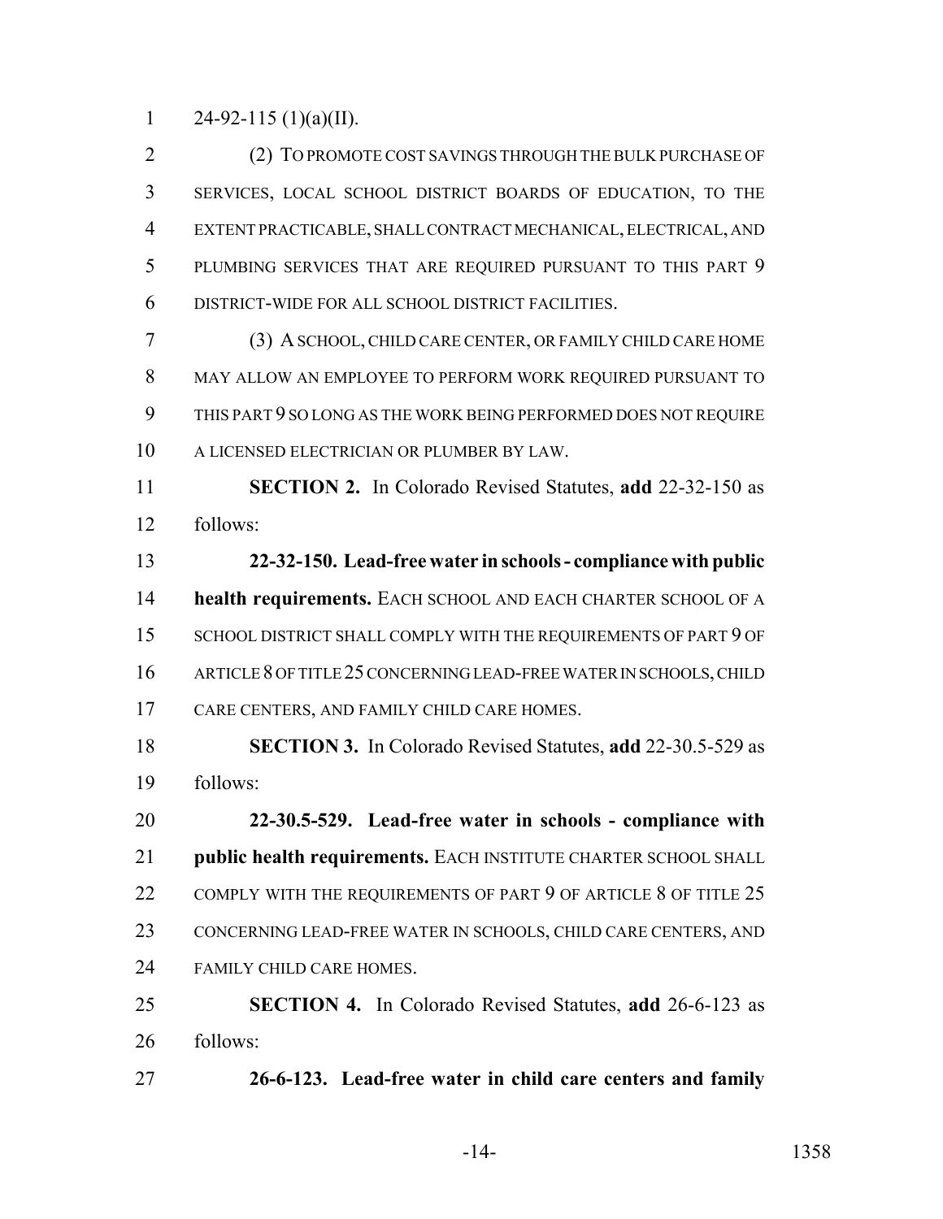24-92-115 (1)(a)(II).

(2) TO PROMOTE COST SAVINGS THROUGH THE BULK PURCHASE OF SERVICES, LOCAL SCHOOL DISTRICT BOARDS OF EDUCATION, TO THE EXTENT PRACTICABLE, SHALL CONTRACT MECHANICAL, ELECTRICAL, AND PLUMBING SERVICES THAT ARE REQUIRED PURSUANT TO THIS PART 9 DISTRICT-WIDE FOR ALL SCHOOL DISTRICT FACILITIES.

(3) A SCHOOL, CHILD CARE CENTER, OR FAMILY CHILD CARE HOME MAY ALLOW AN EMPLOYEE TO PERFORM WORK REQUIRED PURSUANT TO THIS PART 9 SO LONG AS THE WORK BEING PERFORMED DOES NOT REQUIRE A LICENSED ELECTRICIAN OR PLUMBER BY LAW.

**SECTION 2.** In Colorado Revised Statutes, **add** 22-32-150 as follows:

**22-32-150. Lead-free water in schools - compliance with public health requirements.** EACH SCHOOL AND EACH CHARTER SCHOOL OF A SCHOOL DISTRICT SHALL COMPLY WITH THE REQUIREMENTS OF PART 9 OF ARTICLE 8 OF TITLE 25 CONCERNING LEAD-FREE WATER IN SCHOOLS, CHILD CARE CENTERS, AND FAMILY CHILD CARE HOMES.

**SECTION 3.** In Colorado Revised Statutes, **add** 22-30.5-529 as follows:

**22-30.5-529. Lead-free water in schools - compliance with public health requirements.** EACH INSTITUTE CHARTER SCHOOL SHALL COMPLY WITH THE REQUIREMENTS OF PART 9 OF ARTICLE 8 OF TITLE 25 CONCERNING LEAD-FREE WATER IN SCHOOLS, CHILD CARE CENTERS, AND FAMILY CHILD CARE HOMES.

**SECTION 4.** In Colorado Revised Statutes, **add** 26-6-123 as follows:

**26-6-123. Lead-free water in child care centers and family**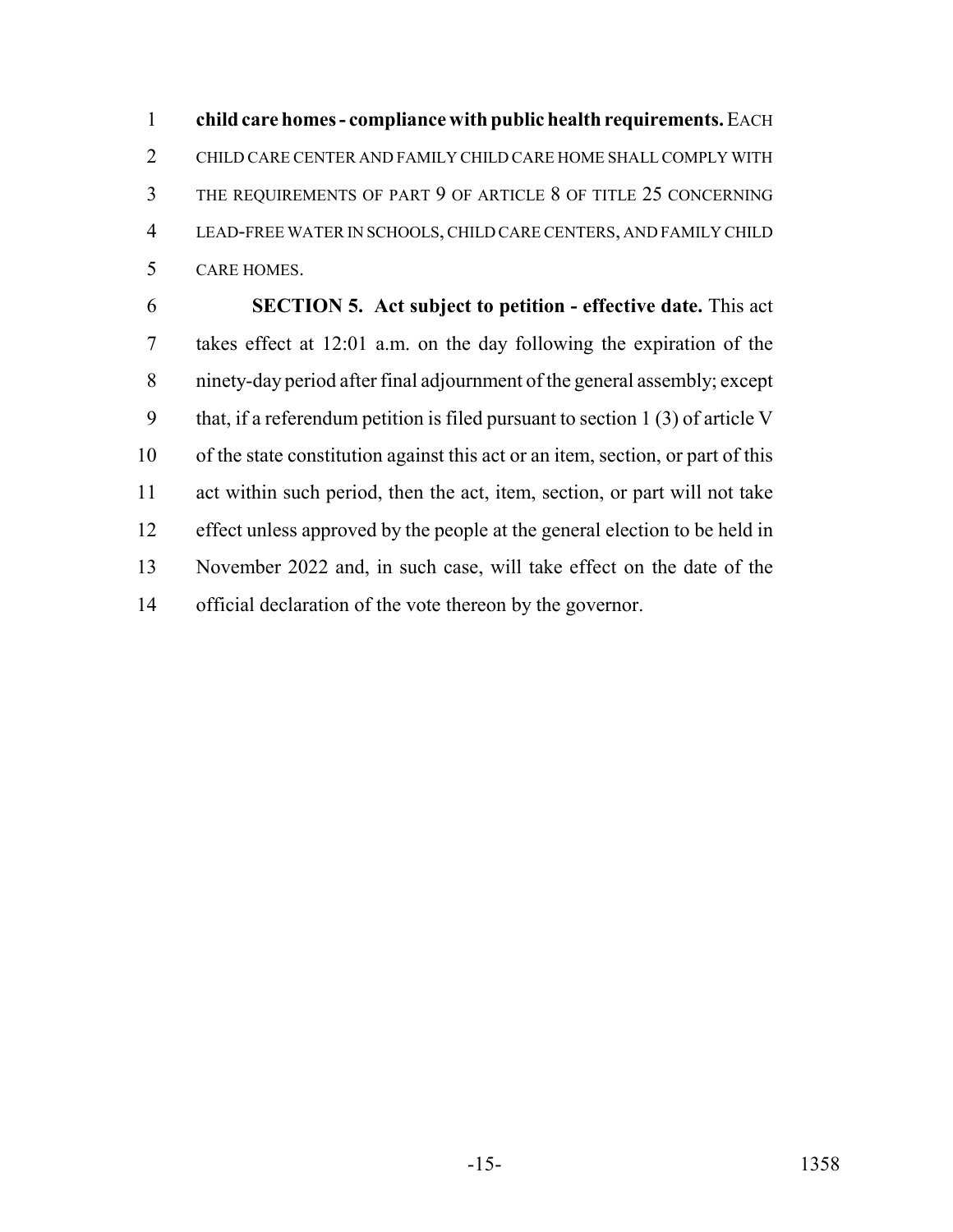**child care homes - compliance with public health requirements.** EACH CHILD CARE CENTER AND FAMILY CHILD CARE HOME SHALL COMPLY WITH THE REQUIREMENTS OF PART 9 OF ARTICLE 8 OF TITLE 25 CONCERNING LEAD-FREE WATER IN SCHOOLS, CHILD CARE CENTERS, AND FAMILY CHILD CARE HOMES.

**SECTION 5. Act subject to petition - effective date.** This act takes effect at 12:01 a.m. on the day following the expiration of the ninety-day period after final adjournment of the general assembly; except that, if a referendum petition is filed pursuant to section 1 (3) of article V of the state constitution against this act or an item, section, or part of this act within such period, then the act, item, section, or part will not take effect unless approved by the people at the general election to be held in November 2022 and, in such case, will take effect on the date of the official declaration of the vote thereon by the governor.